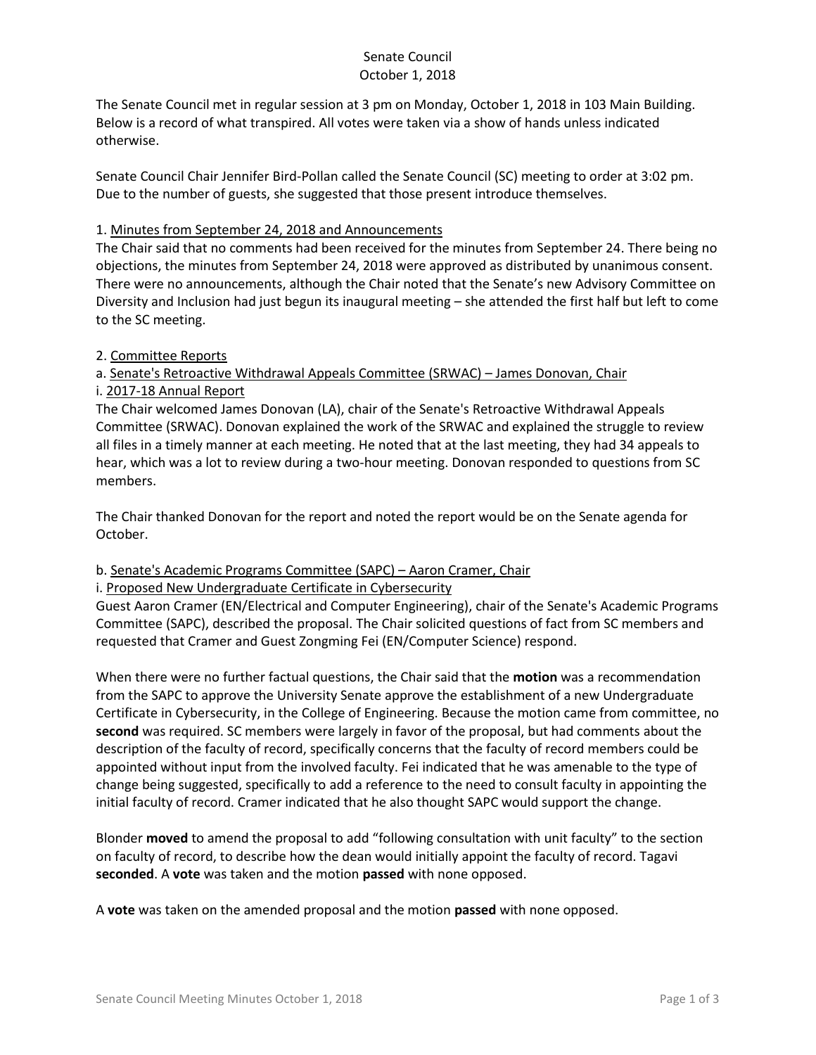# Senate Council
## October 1, 2018

The Senate Council met in regular session at 3 pm on Monday, October 1, 2018 in 103 Main Building. Below is a record of what transpired. All votes were taken via a show of hands unless indicated otherwise.

Senate Council Chair Jennifer Bird-Pollan called the Senate Council (SC) meeting to order at 3:02 pm. Due to the number of guests, she suggested that those present introduce themselves.

1. <u>Minutes from September 24, 2018 and Announcements</u>

The Chair said that no comments had been received for the minutes from September 24. There being no objections, the minutes from September 24, 2018 were approved as distributed by unanimous consent. There were no announcements, although the Chair noted that the Senate's new Advisory Committee on Diversity and Inclusion had just begun its inaugural meeting – she attended the first half but left to come to the SC meeting.

2. <u>Committee Reports</u>

a. <u>Senate's Retroactive Withdrawal Appeals Committee (SRWAC) – James Donovan, Chair</u>

i. <u>2017-18 Annual Report</u>

The Chair welcomed James Donovan (LA), chair of the Senate's Retroactive Withdrawal Appeals Committee (SRWAC). Donovan explained the work of the SRWAC and explained the struggle to review all files in a timely manner at each meeting. He noted that at the last meeting, they had 34 appeals to hear, which was a lot to review during a two-hour meeting. Donovan responded to questions from SC members.

The Chair thanked Donovan for the report and noted the report would be on the Senate agenda for October.

b. <u>Senate's Academic Programs Committee (SAPC) – Aaron Cramer, Chair</u>

i. <u>Proposed New Undergraduate Certificate in Cybersecurity</u>

Guest Aaron Cramer (EN/Electrical and Computer Engineering), chair of the Senate's Academic Programs Committee (SAPC), described the proposal. The Chair solicited questions of fact from SC members and requested that Cramer and Guest Zongming Fei (EN/Computer Science) respond.

When there were no further factual questions, the Chair said that the **motion** was a recommendation from the SAPC to approve the University Senate approve the establishment of a new Undergraduate Certificate in Cybersecurity, in the College of Engineering. Because the motion came from committee, no **second** was required. SC members were largely in favor of the proposal, but had comments about the description of the faculty of record, specifically concerns that the faculty of record members could be appointed without input from the involved faculty. Fei indicated that he was amenable to the type of change being suggested, specifically to add a reference to the need to consult faculty in appointing the initial faculty of record. Cramer indicated that he also thought SAPC would support the change.

Blonder **moved** to amend the proposal to add "following consultation with unit faculty" to the section on faculty of record, to describe how the dean would initially appoint the faculty of record. Tagavi **seconded**. A **vote** was taken and the motion **passed** with none opposed.

A **vote** was taken on the amended proposal and the motion **passed** with none opposed.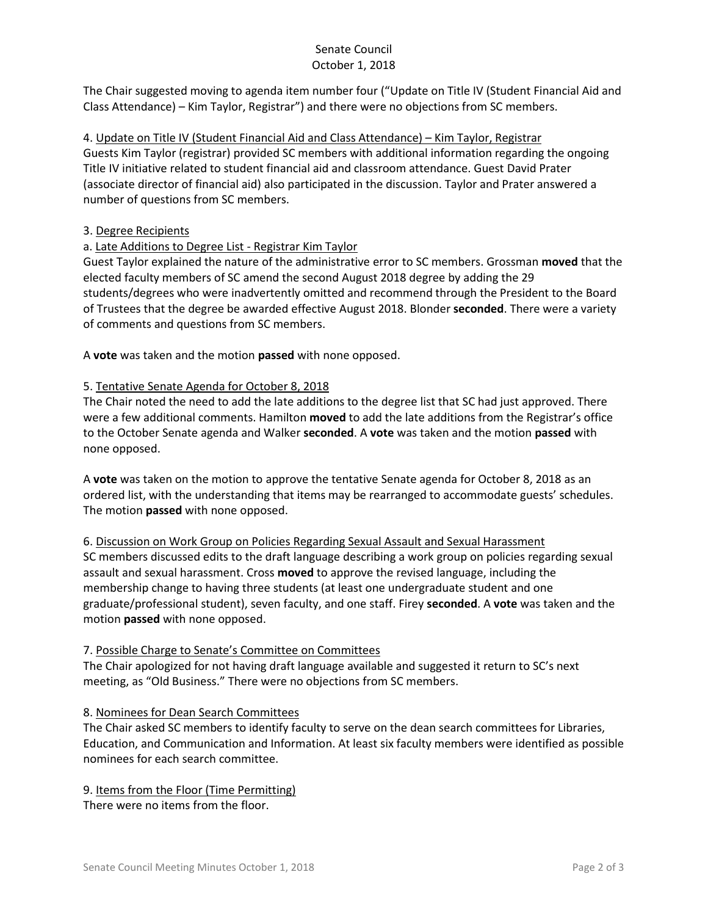The Chair suggested moving to agenda item number four ("Update on Title IV (Student Financial Aid and Class Attendance) – Kim Taylor, Registrar") and there were no objections from SC members.

4. Update on Title IV (Student Financial Aid and Class Attendance) – Kim Taylor, Registrar

Guests Kim Taylor (registrar) provided SC members with additional information regarding the ongoing Title IV initiative related to student financial aid and classroom attendance. Guest David Prater (associate director of financial aid) also participated in the discussion. Taylor and Prater answered a number of questions from SC members.

3. Degree Recipients

a. Late Additions to Degree List - Registrar Kim Taylor

Guest Taylor explained the nature of the administrative error to SC members. Grossman **moved** that the elected faculty members of SC amend the second August 2018 degree by adding the 29 students/degrees who were inadvertently omitted and recommend through the President to the Board of Trustees that the degree be awarded effective August 2018. Blonder **seconded**. There were a variety of comments and questions from SC members.

A **vote** was taken and the motion **passed** with none opposed.

5. Tentative Senate Agenda for October 8, 2018

The Chair noted the need to add the late additions to the degree list that SC had just approved. There were a few additional comments. Hamilton **moved** to add the late additions from the Registrar's office to the October Senate agenda and Walker **seconded**. A **vote** was taken and the motion **passed** with none opposed.

A **vote** was taken on the motion to approve the tentative Senate agenda for October 8, 2018 as an ordered list, with the understanding that items may be rearranged to accommodate guests' schedules. The motion **passed** with none opposed.

6. Discussion on Work Group on Policies Regarding Sexual Assault and Sexual Harassment

SC members discussed edits to the draft language describing a work group on policies regarding sexual assault and sexual harassment. Cross **moved** to approve the revised language, including the membership change to having three students (at least one undergraduate student and one graduate/professional student), seven faculty, and one staff. Firey **seconded**. A **vote** was taken and the motion **passed** with none opposed.

7. Possible Charge to Senate's Committee on Committees

The Chair apologized for not having draft language available and suggested it return to SC's next meeting, as "Old Business." There were no objections from SC members.

8. Nominees for Dean Search Committees

The Chair asked SC members to identify faculty to serve on the dean search committees for Libraries, Education, and Communication and Information. At least six faculty members were identified as possible nominees for each search committee.

9. Items from the Floor (Time Permitting)

There were no items from the floor.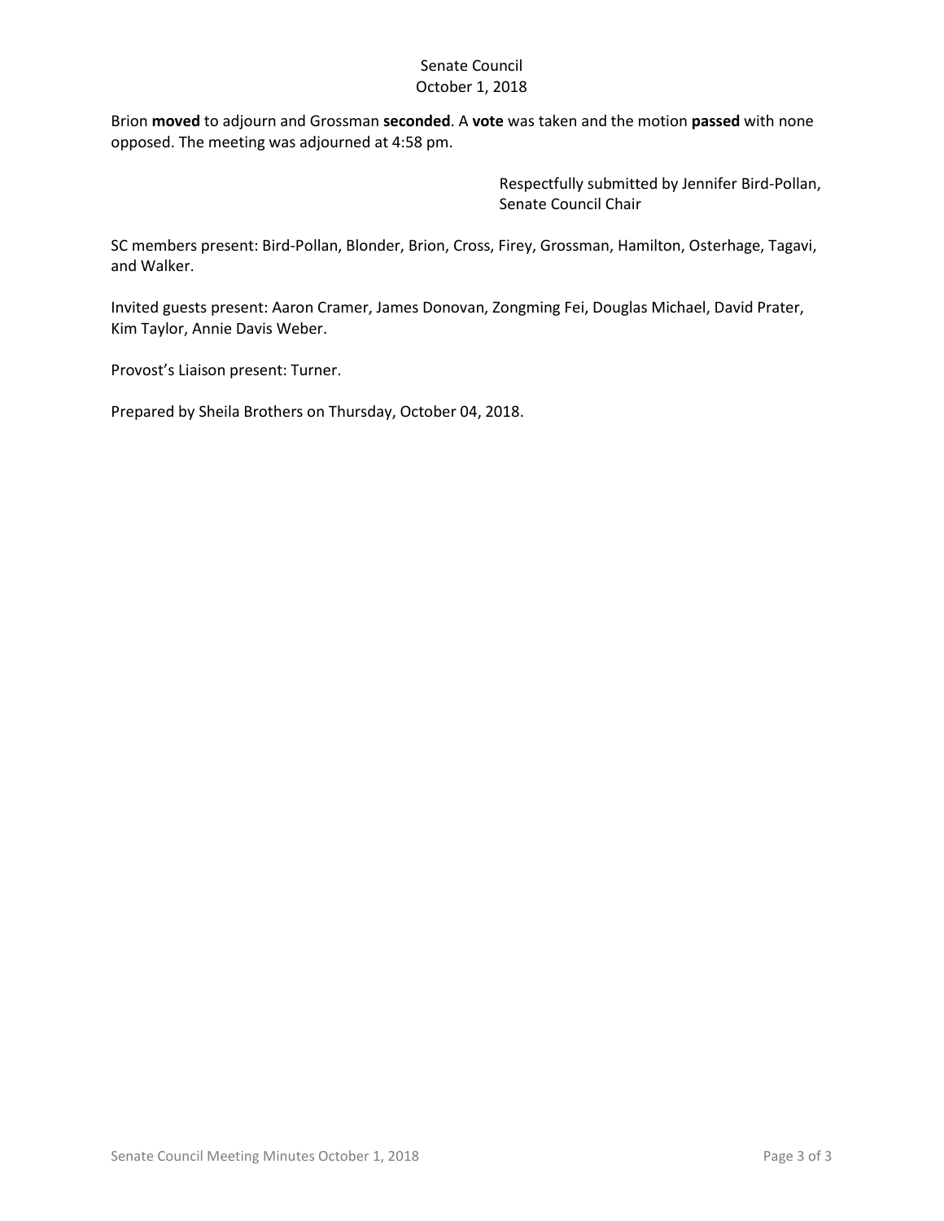Brion **moved** to adjourn and Grossman **seconded**. A **vote** was taken and the motion **passed** with none opposed. The meeting was adjourned at 4:58 pm.

Respectfully submitted by Jennifer Bird-Pollan,
Senate Council Chair

SC members present: Bird-Pollan, Blonder, Brion, Cross, Firey, Grossman, Hamilton, Osterhage, Tagavi, and Walker.

Invited guests present: Aaron Cramer, James Donovan, Zongming Fei, Douglas Michael, David Prater, Kim Taylor, Annie Davis Weber.

Provost's Liaison present: Turner.

Prepared by Sheila Brothers on Thursday, October 04, 2018.